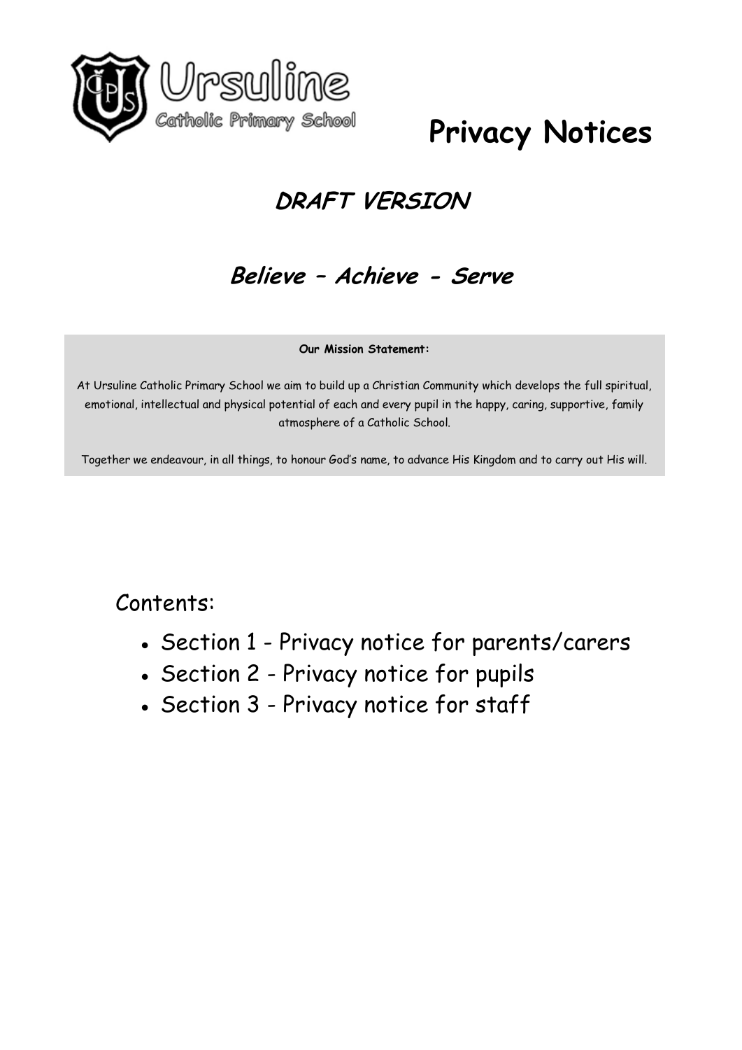Ursuline
Catholic Primary School

# Privacy Notices

## *DRAFT VERSION*

## *Believe – Achieve - Serve*

**Our Mission Statement:**

At Ursuline Catholic Primary School we aim to build up a Christian Community which develops the full spiritual, emotional, intellectual and physical potential of each and every pupil in the happy, caring, supportive, family atmosphere of a Catholic School.

Together we endeavour, in all things, to honour God's name, to advance His Kingdom and to carry out His will.

Contents:

- Section 1 - Privacy notice for parents/carers
- Section 2 - Privacy notice for pupils
- Section 3 - Privacy notice for staff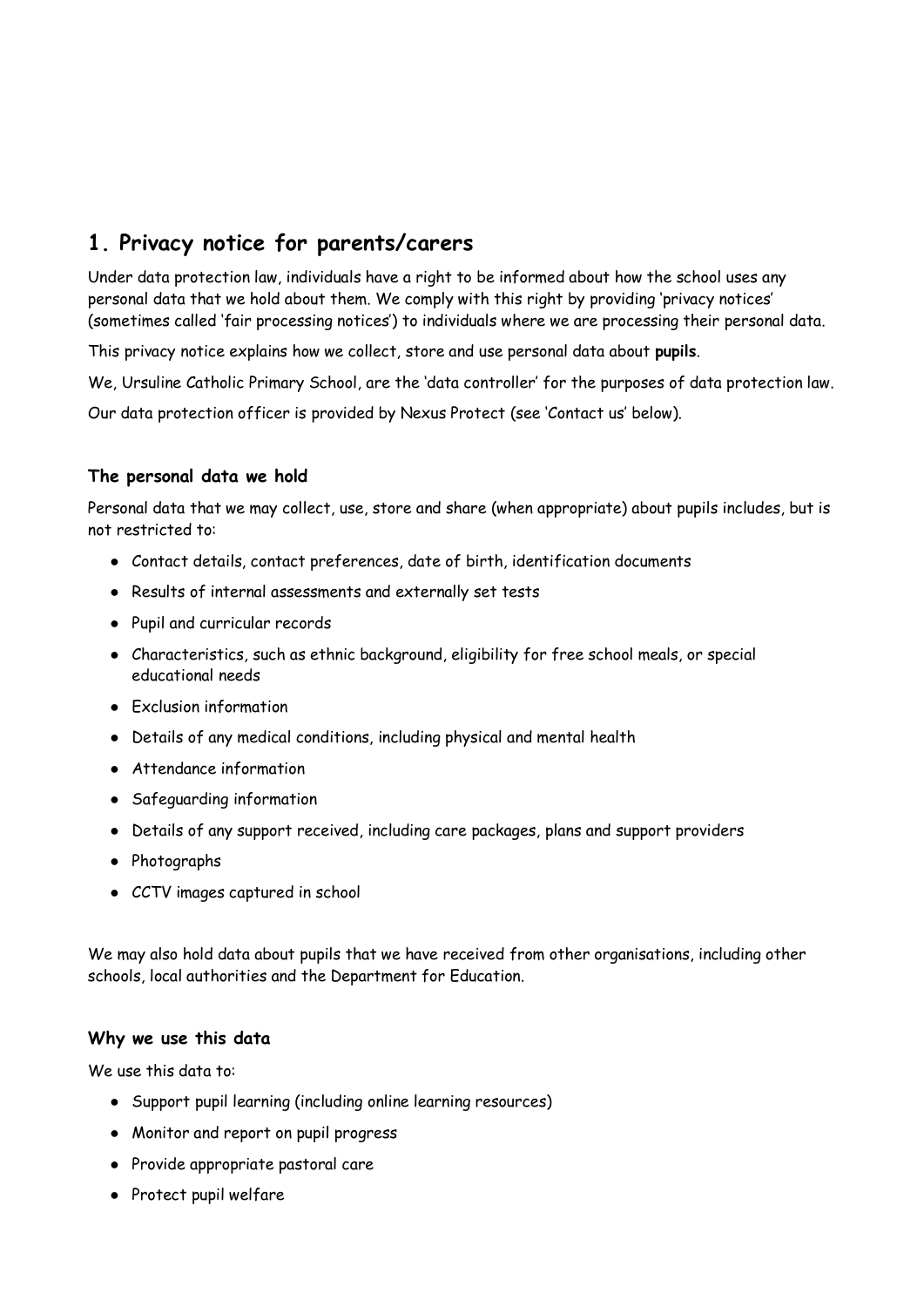## 1. Privacy notice for parents/carers

Under data protection law, individuals have a right to be informed about how the school uses any personal data that we hold about them. We comply with this right by providing 'privacy notices' (sometimes called 'fair processing notices') to individuals where we are processing their personal data.

This privacy notice explains how we collect, store and use personal data about **pupils**.

We, Ursuline Catholic Primary School, are the 'data controller' for the purposes of data protection law.

Our data protection officer is provided by Nexus Protect (see 'Contact us' below).

### The personal data we hold

Personal data that we may collect, use, store and share (when appropriate) about pupils includes, but is not restricted to:

- Contact details, contact preferences, date of birth, identification documents
- Results of internal assessments and externally set tests
- Pupil and curricular records
- Characteristics, such as ethnic background, eligibility for free school meals, or special educational needs
- Exclusion information
- Details of any medical conditions, including physical and mental health
- Attendance information
- Safeguarding information
- Details of any support received, including care packages, plans and support providers
- Photographs
- CCTV images captured in school

We may also hold data about pupils that we have received from other organisations, including other schools, local authorities and the Department for Education.

### Why we use this data

We use this data to:

- Support pupil learning (including online learning resources)
- Monitor and report on pupil progress
- Provide appropriate pastoral care
- Protect pupil welfare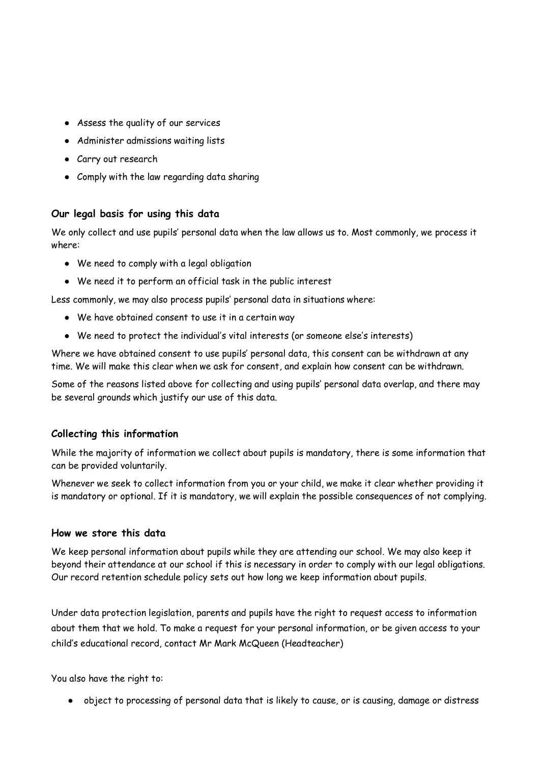- Assess the quality of our services
- Administer admissions waiting lists
- Carry out research
- Comply with the law regarding data sharing

### Our legal basis for using this data

We only collect and use pupils' personal data when the law allows us to. Most commonly, we process it where:

- We need to comply with a legal obligation
- We need it to perform an official task in the public interest

Less commonly, we may also process pupils' personal data in situations where:

- We have obtained consent to use it in a certain way
- We need to protect the individual's vital interests (or someone else's interests)

Where we have obtained consent to use pupils' personal data, this consent can be withdrawn at any time. We will make this clear when we ask for consent, and explain how consent can be withdrawn.

Some of the reasons listed above for collecting and using pupils' personal data overlap, and there may be several grounds which justify our use of this data.

### Collecting this information

While the majority of information we collect about pupils is mandatory, there is some information that can be provided voluntarily.

Whenever we seek to collect information from you or your child, we make it clear whether providing it is mandatory or optional. If it is mandatory, we will explain the possible consequences of not complying.

### How we store this data

We keep personal information about pupils while they are attending our school. We may also keep it beyond their attendance at our school if this is necessary in order to comply with our legal obligations. Our record retention schedule policy sets out how long we keep information about pupils.

Under data protection legislation, parents and pupils have the right to request access to information about them that we hold. To make a request for your personal information, or be given access to your child's educational record, contact Mr Mark McQueen (Headteacher)

You also have the right to:

- object to processing of personal data that is likely to cause, or is causing, damage or distress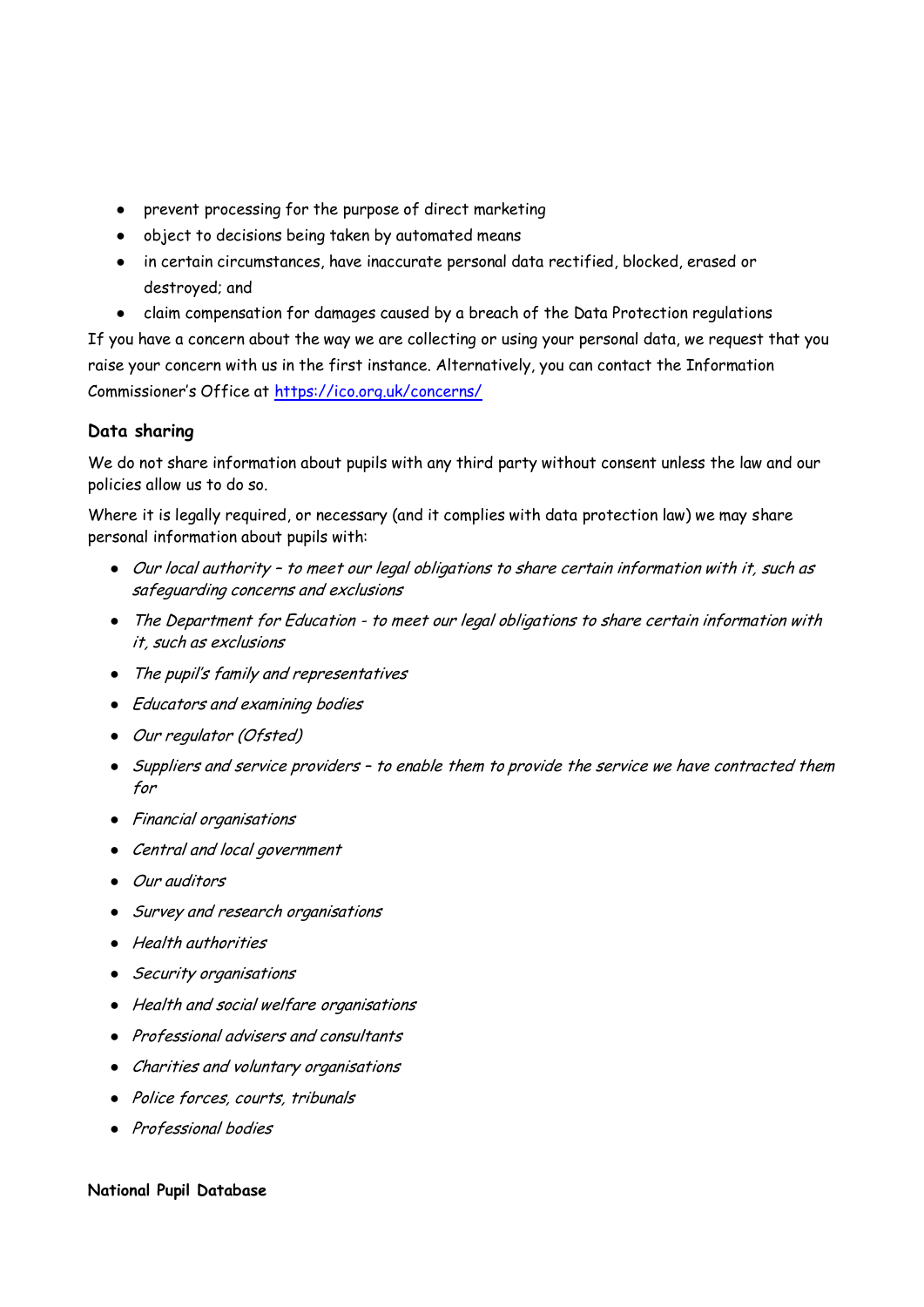- prevent processing for the purpose of direct marketing
- object to decisions being taken by automated means
- in certain circumstances, have inaccurate personal data rectified, blocked, erased or destroyed; and
- claim compensation for damages caused by a breach of the Data Protection regulations

If you have a concern about the way we are collecting or using your personal data, we request that you raise your concern with us in the first instance. Alternatively, you can contact the Information Commissioner's Office at https://ico.org.uk/concerns/

### Data sharing

We do not share information about pupils with any third party without consent unless the law and our policies allow us to do so.

Where it is legally required, or necessary (and it complies with data protection law) we may share personal information about pupils with:

- *Our local authority – to meet our legal obligations to share certain information with it, such as safeguarding concerns and exclusions*
- *The Department for Education - to meet our legal obligations to share certain information with it, such as exclusions*
- *The pupil's family and representatives*
- *Educators and examining bodies*
- *Our regulator (Ofsted)*
- *Suppliers and service providers – to enable them to provide the service we have contracted them for*
- *Financial organisations*
- *Central and local government*
- *Our auditors*
- *Survey and research organisations*
- *Health authorities*
- *Security organisations*
- *Health and social welfare organisations*
- *Professional advisers and consultants*
- *Charities and voluntary organisations*
- *Police forces, courts, tribunals*
- *Professional bodies*

**National Pupil Database**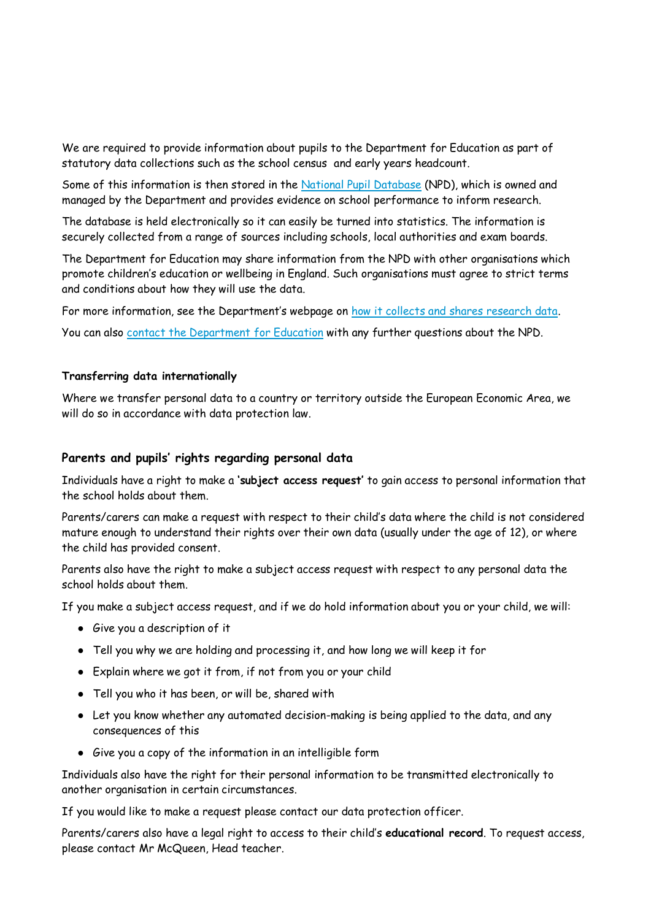We are required to provide information about pupils to the Department for Education as part of statutory data collections such as the school census  and early years headcount.

Some of this information is then stored in the [National Pupil Database](#) (NPD), which is owned and managed by the Department and provides evidence on school performance to inform research.

The database is held electronically so it can easily be turned into statistics. The information is securely collected from a range of sources including schools, local authorities and exam boards.

The Department for Education may share information from the NPD with other organisations which promote children's education or wellbeing in England. Such organisations must agree to strict terms and conditions about how they will use the data.

For more information, see the Department's webpage on [how it collects and shares research data](#).

You can also [contact the Department for Education](#) with any further questions about the NPD.

**Transferring data internationally**

Where we transfer personal data to a country or territory outside the European Economic Area, we will do so in accordance with data protection law.

## Parents and pupils' rights regarding personal data

Individuals have a right to make a **'subject access request'** to gain access to personal information that the school holds about them.

Parents/carers can make a request with respect to their child's data where the child is not considered mature enough to understand their rights over their own data (usually under the age of 12), or where the child has provided consent.

Parents also have the right to make a subject access request with respect to any personal data the school holds about them.

If you make a subject access request, and if we do hold information about you or your child, we will:

- Give you a description of it
- Tell you why we are holding and processing it, and how long we will keep it for
- Explain where we got it from, if not from you or your child
- Tell you who it has been, or will be, shared with
- Let you know whether any automated decision-making is being applied to the data, and any consequences of this
- Give you a copy of the information in an intelligible form

Individuals also have the right for their personal information to be transmitted electronically to another organisation in certain circumstances.

If you would like to make a request please contact our data protection officer.

Parents/carers also have a legal right to access to their child's **educational record**. To request access, please contact Mr McQueen, Head teacher.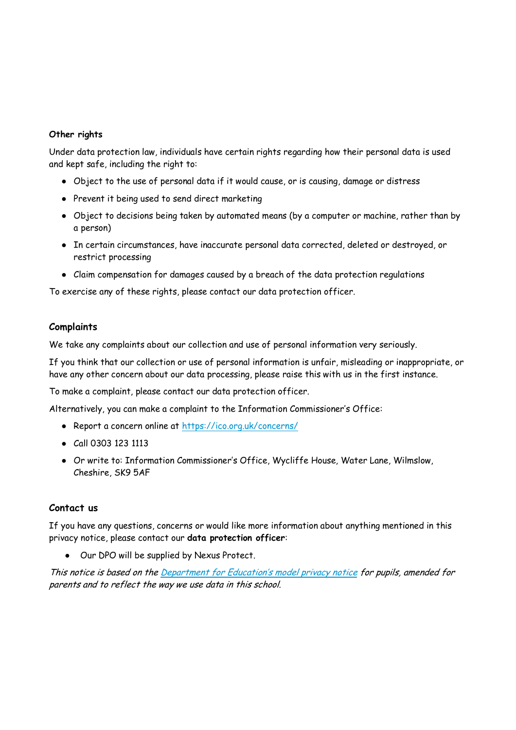### Other rights

Under data protection law, individuals have certain rights regarding how their personal data is used and kept safe, including the right to:

- Object to the use of personal data if it would cause, or is causing, damage or distress
- Prevent it being used to send direct marketing
- Object to decisions being taken by automated means (by a computer or machine, rather than by a person)
- In certain circumstances, have inaccurate personal data corrected, deleted or destroyed, or restrict processing
- Claim compensation for damages caused by a breach of the data protection regulations

To exercise any of these rights, please contact our data protection officer.

## Complaints

We take any complaints about our collection and use of personal information very seriously.

If you think that our collection or use of personal information is unfair, misleading or inappropriate, or have any other concern about our data processing, please raise this with us in the first instance.

To make a complaint, please contact our data protection officer.

Alternatively, you can make a complaint to the Information Commissioner's Office:

- Report a concern online at [https://ico.org.uk/concerns/](https://ico.org.uk/concerns/)
- Call 0303 123 1113
- Or write to: Information Commissioner's Office, Wycliffe House, Water Lane, Wilmslow, Cheshire, SK9 5AF

## Contact us

If you have any questions, concerns or would like more information about anything mentioned in this privacy notice, please contact our **data protection officer**:

- Our DPO will be supplied by Nexus Protect.

*This notice is based on the [Department for Education's model privacy notice](#) for pupils, amended for parents and to reflect the way we use data in this school.*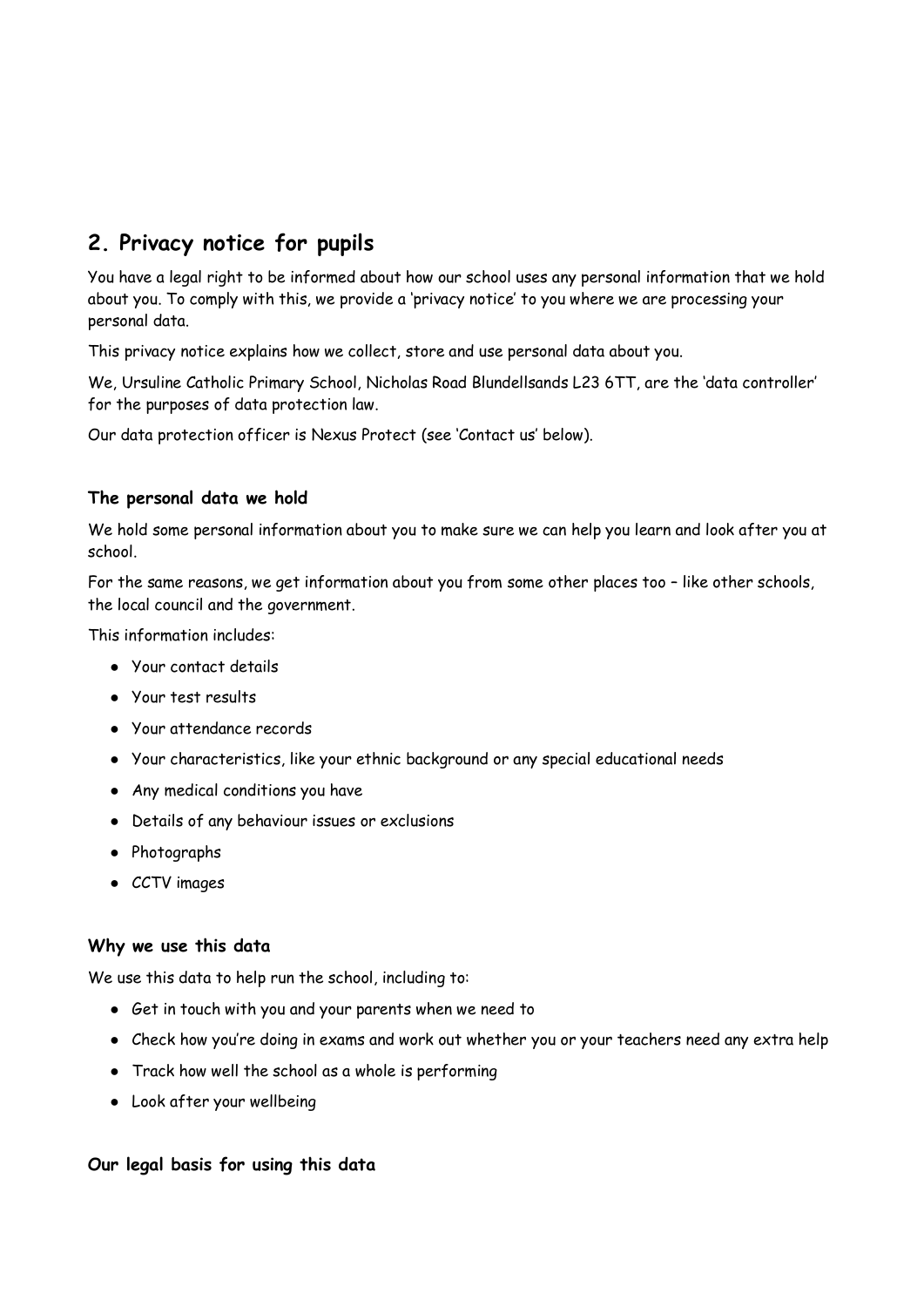## 2. Privacy notice for pupils

You have a legal right to be informed about how our school uses any personal information that we hold about you. To comply with this, we provide a 'privacy notice' to you where we are processing your personal data.

This privacy notice explains how we collect, store and use personal data about you.

We, Ursuline Catholic Primary School, Nicholas Road Blundellsands L23 6TT, are the 'data controller' for the purposes of data protection law.

Our data protection officer is Nexus Protect (see 'Contact us' below).

### The personal data we hold

We hold some personal information about you to make sure we can help you learn and look after you at school.

For the same reasons, we get information about you from some other places too – like other schools, the local council and the government.

This information includes:

- Your contact details
- Your test results
- Your attendance records
- Your characteristics, like your ethnic background or any special educational needs
- Any medical conditions you have
- Details of any behaviour issues or exclusions
- Photographs
- CCTV images

### Why we use this data

We use this data to help run the school, including to:

- Get in touch with you and your parents when we need to
- Check how you're doing in exams and work out whether you or your teachers need any extra help
- Track how well the school as a whole is performing
- Look after your wellbeing

### Our legal basis for using this data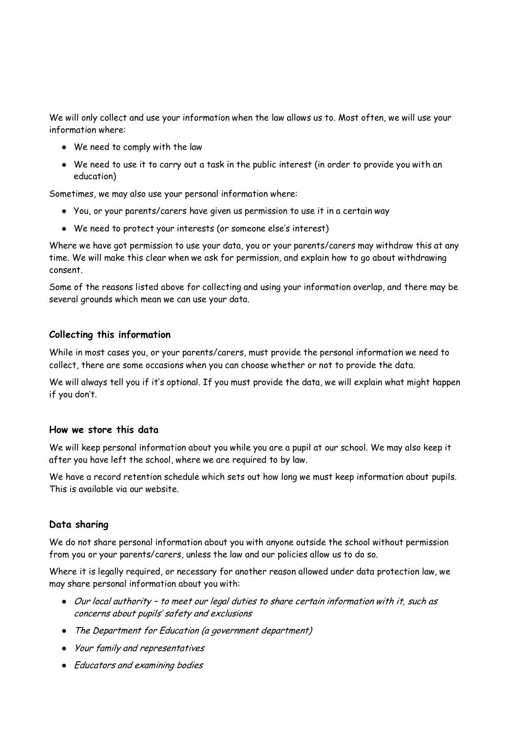We will only collect and use your information when the law allows us to. Most often, we will use your information where:

- We need to comply with the law
- We need to use it to carry out a task in the public interest (in order to provide you with an education)

Sometimes, we may also use your personal information where:

- You, or your parents/carers have given us permission to use it in a certain way
- We need to protect your interests (or someone else's interest)

Where we have got permission to use your data, you or your parents/carers may withdraw this at any time. We will make this clear when we ask for permission, and explain how to go about withdrawing consent.

Some of the reasons listed above for collecting and using your information overlap, and there may be several grounds which mean we can use your data.

### Collecting this information

While in most cases you, or your parents/carers, must provide the personal information we need to collect, there are some occasions when you can choose whether or not to provide the data.

We will always tell you if it's optional. If you must provide the data, we will explain what might happen if you don't.

### How we store this data

We will keep personal information about you while you are a pupil at our school. We may also keep it after you have left the school, where we are required to by law.

We have a record retention schedule which sets out how long we must keep information about pupils. This is available via our website.

### Data sharing

We do not share personal information about you with anyone outside the school without permission from you or your parents/carers, unless the law and our policies allow us to do so.

Where it is legally required, or necessary for another reason allowed under data protection law, we may share personal information about you with:

- *Our local authority – to meet our legal duties to share certain information with it, such as concerns about pupils' safety and exclusions*
- *The Department for Education (a government department)*
- *Your family and representatives*
- *Educators and examining bodies*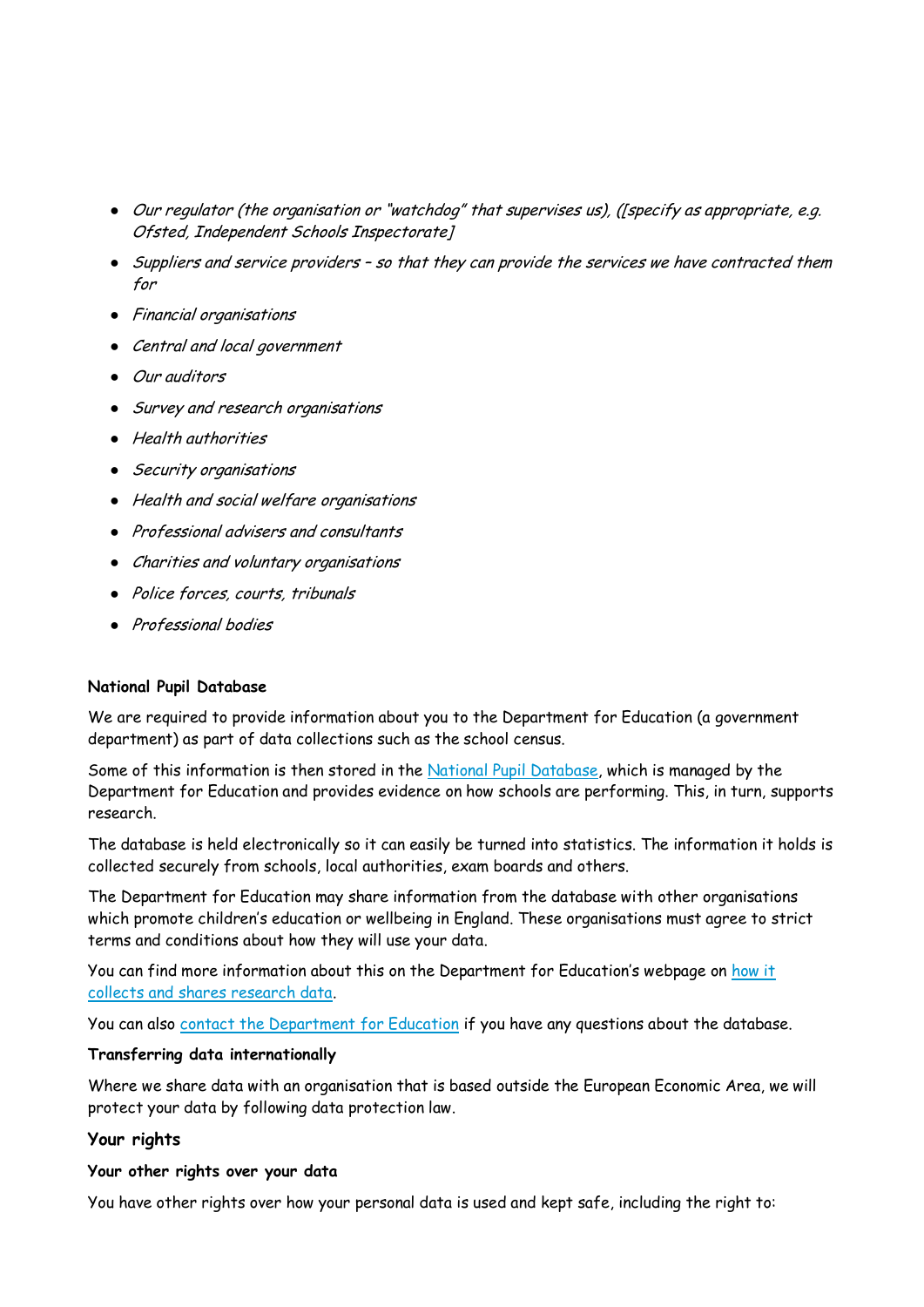- *Our regulator (the organisation or "watchdog" that supervises us), ([specify as appropriate, e.g. Ofsted, Independent Schools Inspectorate]*
- *Suppliers and service providers – so that they can provide the services we have contracted them for*
- *Financial organisations*
- *Central and local government*
- *Our auditors*
- *Survey and research organisations*
- *Health authorities*
- *Security organisations*
- *Health and social welfare organisations*
- *Professional advisers and consultants*
- *Charities and voluntary organisations*
- *Police forces, courts, tribunals*
- *Professional bodies*

**National Pupil Database**

We are required to provide information about you to the Department for Education (a government department) as part of data collections such as the school census.

Some of this information is then stored in the National Pupil Database, which is managed by the Department for Education and provides evidence on how schools are performing. This, in turn, supports research.

The database is held electronically so it can easily be turned into statistics. The information it holds is collected securely from schools, local authorities, exam boards and others.

The Department for Education may share information from the database with other organisations which promote children's education or wellbeing in England. These organisations must agree to strict terms and conditions about how they will use your data.

You can find more information about this on the Department for Education's webpage on how it collects and shares research data.

You can also contact the Department for Education if you have any questions about the database.

**Transferring data internationally**

Where we share data with an organisation that is based outside the European Economic Area, we will protect your data by following data protection law.

## Your rights

**Your other rights over your data**

You have other rights over how your personal data is used and kept safe, including the right to: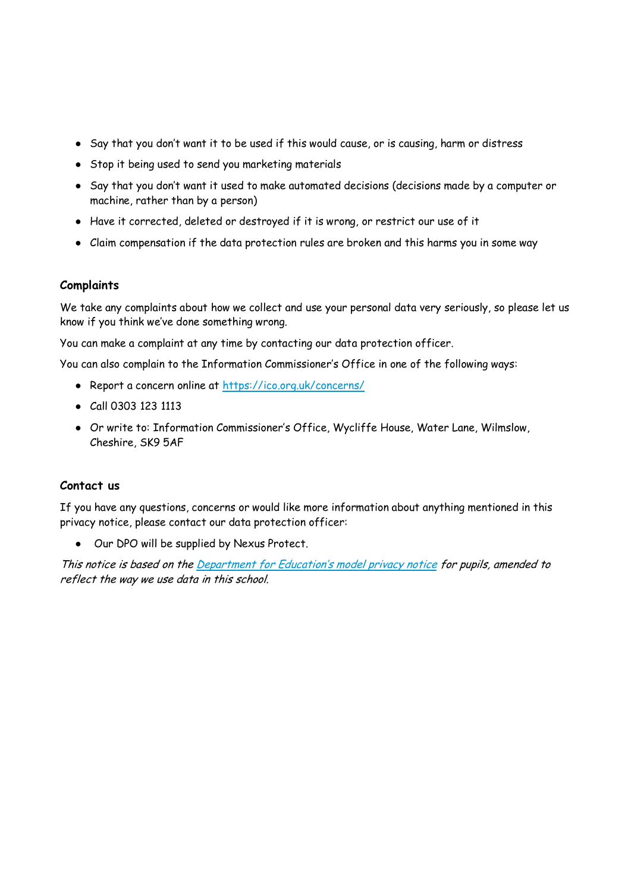- Say that you don't want it to be used if this would cause, or is causing, harm or distress
- Stop it being used to send you marketing materials
- Say that you don't want it used to make automated decisions (decisions made by a computer or machine, rather than by a person)
- Have it corrected, deleted or destroyed if it is wrong, or restrict our use of it
- Claim compensation if the data protection rules are broken and this harms you in some way

### Complaints

We take any complaints about how we collect and use your personal data very seriously, so please let us know if you think we've done something wrong.

You can make a complaint at any time by contacting our data protection officer.

You can also complain to the Information Commissioner's Office in one of the following ways:

- Report a concern online at [https://ico.org.uk/concerns/](https://ico.org.uk/concerns/)
- Call 0303 123 1113
- Or write to: Information Commissioner's Office, Wycliffe House, Water Lane, Wilmslow, Cheshire, SK9 5AF

### Contact us

If you have any questions, concerns or would like more information about anything mentioned in this privacy notice, please contact our data protection officer:

- Our DPO will be supplied by Nexus Protect.

*This notice is based on the [Department for Education's model privacy notice](#) for pupils, amended to reflect the way we use data in this school.*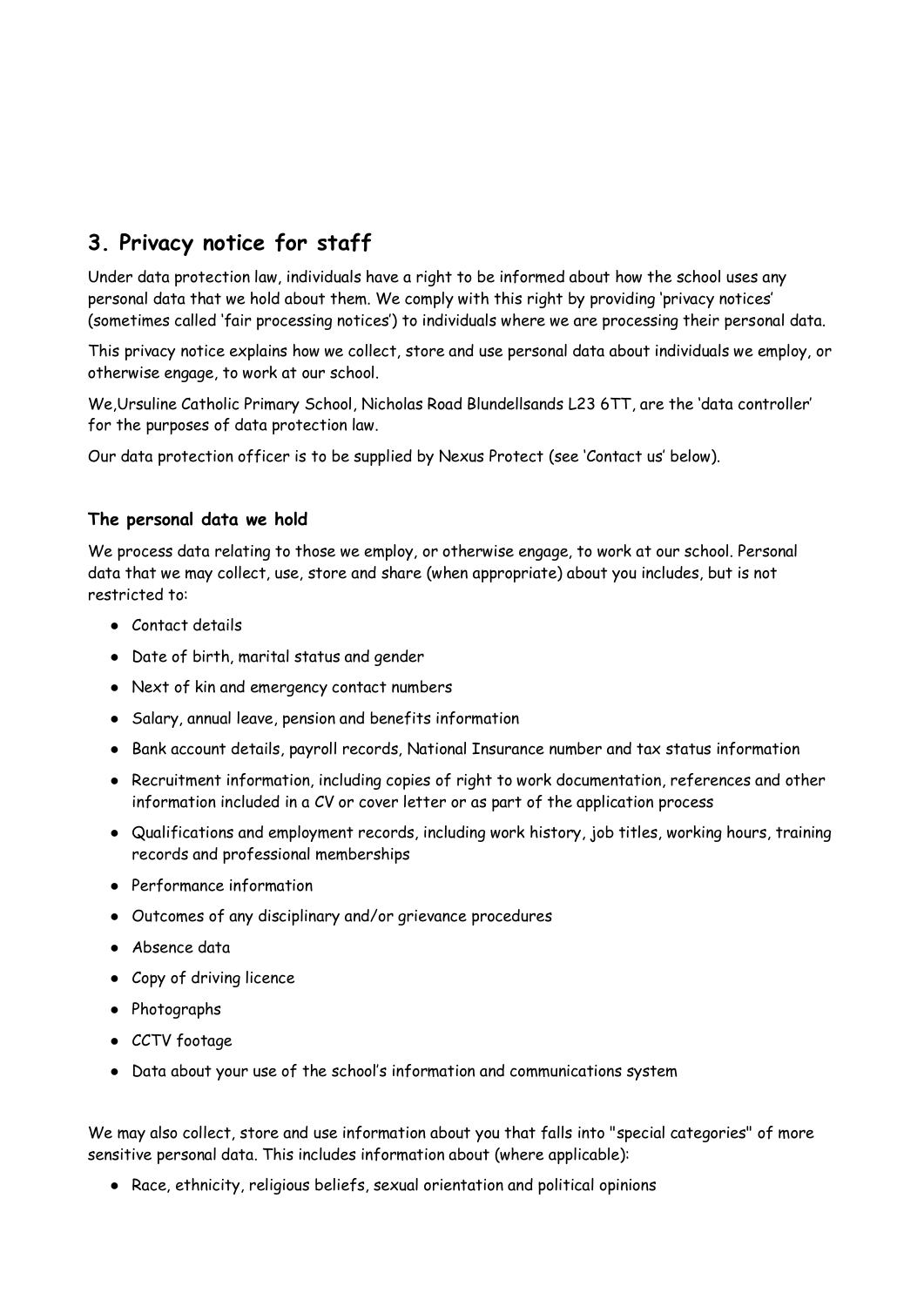## 3. Privacy notice for staff

Under data protection law, individuals have a right to be informed about how the school uses any personal data that we hold about them. We comply with this right by providing 'privacy notices' (sometimes called 'fair processing notices') to individuals where we are processing their personal data.

This privacy notice explains how we collect, store and use personal data about individuals we employ, or otherwise engage, to work at our school.

We,Ursuline Catholic Primary School, Nicholas Road Blundellsands L23 6TT, are the 'data controller' for the purposes of data protection law.

Our data protection officer is to be supplied by Nexus Protect (see 'Contact us' below).

### The personal data we hold

We process data relating to those we employ, or otherwise engage, to work at our school. Personal data that we may collect, use, store and share (when appropriate) about you includes, but is not restricted to:

- Contact details
- Date of birth, marital status and gender
- Next of kin and emergency contact numbers
- Salary, annual leave, pension and benefits information
- Bank account details, payroll records, National Insurance number and tax status information
- Recruitment information, including copies of right to work documentation, references and other information included in a CV or cover letter or as part of the application process
- Qualifications and employment records, including work history, job titles, working hours, training records and professional memberships
- Performance information
- Outcomes of any disciplinary and/or grievance procedures
- Absence data
- Copy of driving licence
- Photographs
- CCTV footage
- Data about your use of the school's information and communications system

We may also collect, store and use information about you that falls into "special categories" of more sensitive personal data. This includes information about (where applicable):

- Race, ethnicity, religious beliefs, sexual orientation and political opinions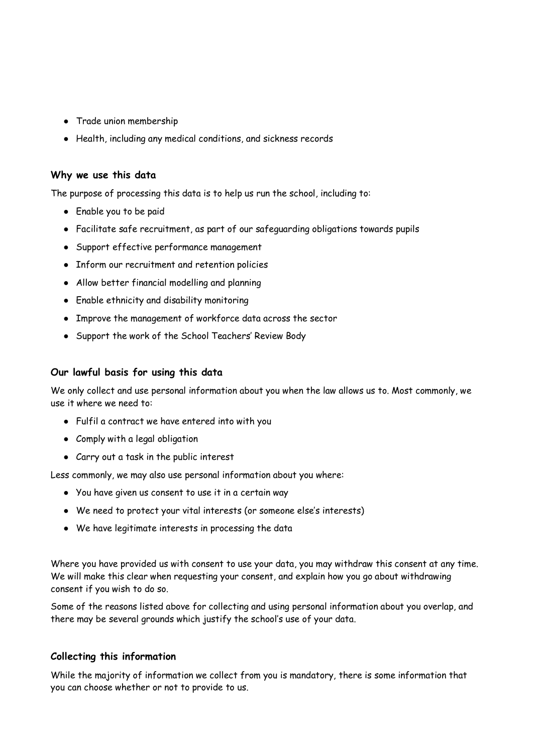- Trade union membership
- Health, including any medical conditions, and sickness records

### Why we use this data

The purpose of processing this data is to help us run the school, including to:

- Enable you to be paid
- Facilitate safe recruitment, as part of our safeguarding obligations towards pupils
- Support effective performance management
- Inform our recruitment and retention policies
- Allow better financial modelling and planning
- Enable ethnicity and disability monitoring
- Improve the management of workforce data across the sector
- Support the work of the School Teachers' Review Body

### Our lawful basis for using this data

We only collect and use personal information about you when the law allows us to. Most commonly, we use it where we need to:

- Fulfil a contract we have entered into with you
- Comply with a legal obligation
- Carry out a task in the public interest

Less commonly, we may also use personal information about you where:

- You have given us consent to use it in a certain way
- We need to protect your vital interests (or someone else's interests)
- We have legitimate interests in processing the data

Where you have provided us with consent to use your data, you may withdraw this consent at any time. We will make this clear when requesting your consent, and explain how you go about withdrawing consent if you wish to do so.

Some of the reasons listed above for collecting and using personal information about you overlap, and there may be several grounds which justify the school's use of your data.

### Collecting this information

While the majority of information we collect from you is mandatory, there is some information that you can choose whether or not to provide to us.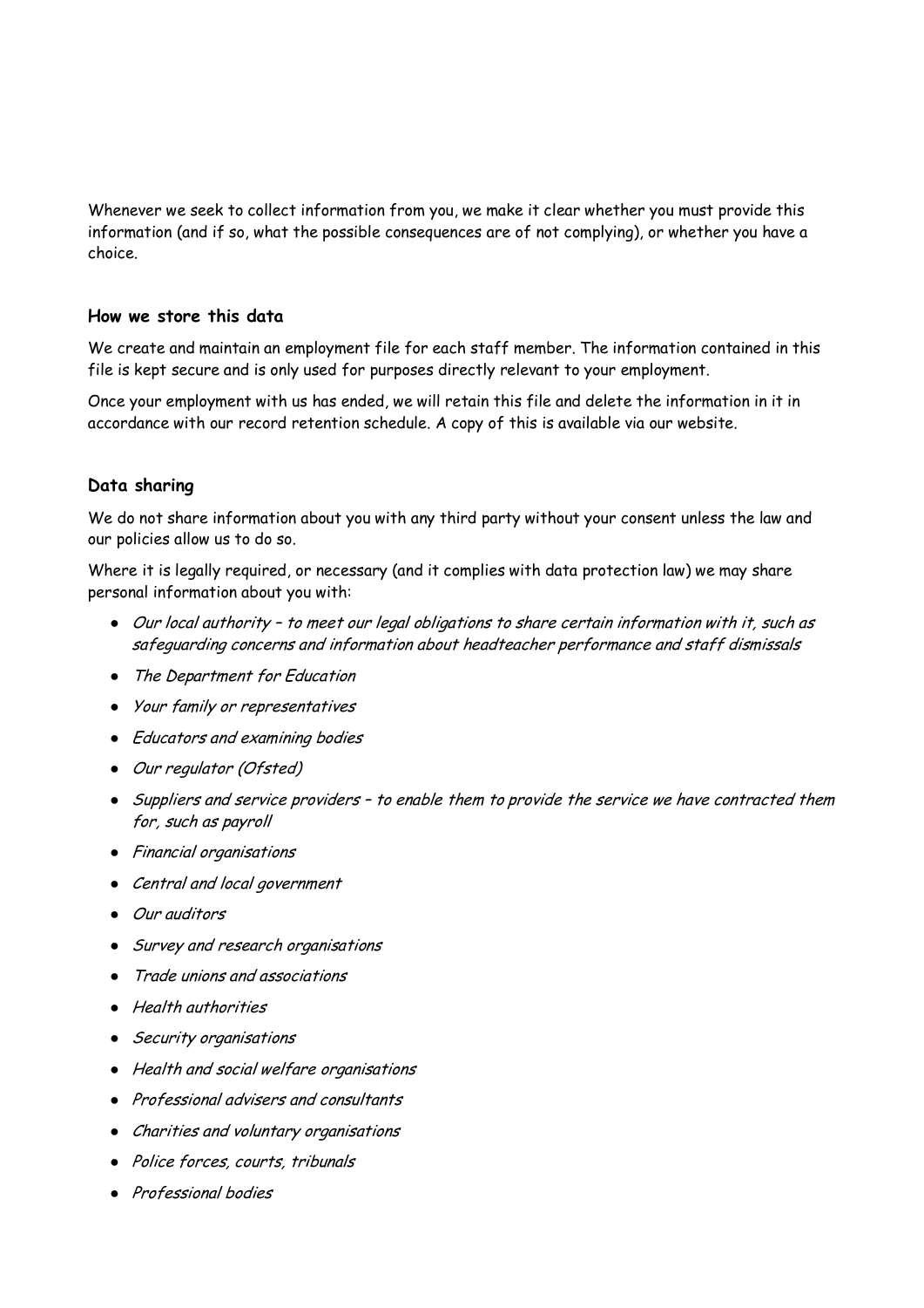Whenever we seek to collect information from you, we make it clear whether you must provide this information (and if so, what the possible consequences are of not complying), or whether you have a choice.

### How we store this data

We create and maintain an employment file for each staff member. The information contained in this file is kept secure and is only used for purposes directly relevant to your employment.

Once your employment with us has ended, we will retain this file and delete the information in it in accordance with our record retention schedule. A copy of this is available via our website.

### Data sharing

We do not share information about you with any third party without your consent unless the law and our policies allow us to do so.

Where it is legally required, or necessary (and it complies with data protection law) we may share personal information about you with:

- *Our local authority – to meet our legal obligations to share certain information with it, such as safeguarding concerns and information about headteacher performance and staff dismissals*
- *The Department for Education*
- *Your family or representatives*
- *Educators and examining bodies*
- *Our regulator (Ofsted)*
- *Suppliers and service providers – to enable them to provide the service we have contracted them for, such as payroll*
- *Financial organisations*
- *Central and local government*
- *Our auditors*
- *Survey and research organisations*
- *Trade unions and associations*
- *Health authorities*
- *Security organisations*
- *Health and social welfare organisations*
- *Professional advisers and consultants*
- *Charities and voluntary organisations*
- *Police forces, courts, tribunals*
- *Professional bodies*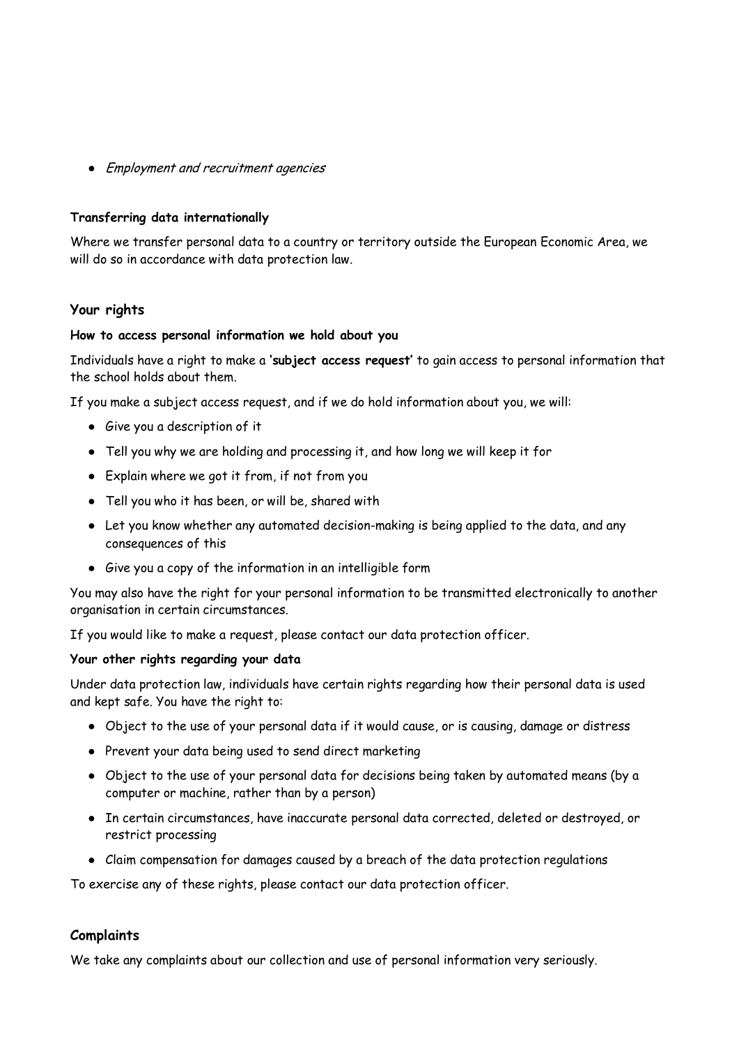- *Employment and recruitment agencies*

**Transferring data internationally**

Where we transfer personal data to a country or territory outside the European Economic Area, we will do so in accordance with data protection law.

## Your rights

**How to access personal information we hold about you**

Individuals have a right to make a **'subject access request'** to gain access to personal information that the school holds about them.

If you make a subject access request, and if we do hold information about you, we will:

- Give you a description of it
- Tell you why we are holding and processing it, and how long we will keep it for
- Explain where we got it from, if not from you
- Tell you who it has been, or will be, shared with
- Let you know whether any automated decision-making is being applied to the data, and any consequences of this
- Give you a copy of the information in an intelligible form

You may also have the right for your personal information to be transmitted electronically to another organisation in certain circumstances.

If you would like to make a request, please contact our data protection officer.

**Your other rights regarding your data**

Under data protection law, individuals have certain rights regarding how their personal data is used and kept safe. You have the right to:

- Object to the use of your personal data if it would cause, or is causing, damage or distress
- Prevent your data being used to send direct marketing
- Object to the use of your personal data for decisions being taken by automated means (by a computer or machine, rather than by a person)
- In certain circumstances, have inaccurate personal data corrected, deleted or destroyed, or restrict processing
- Claim compensation for damages caused by a breach of the data protection regulations

To exercise any of these rights, please contact our data protection officer.

## Complaints

We take any complaints about our collection and use of personal information very seriously.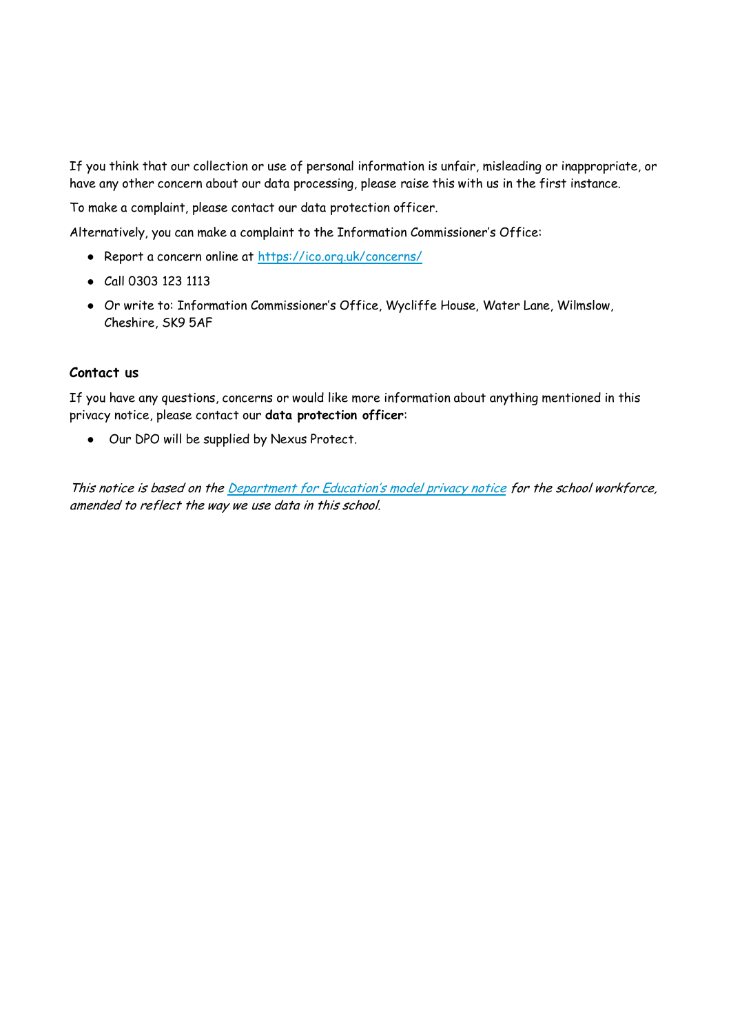If you think that our collection or use of personal information is unfair, misleading or inappropriate, or have any other concern about our data processing, please raise this with us in the first instance.

To make a complaint, please contact our data protection officer.

Alternatively, you can make a complaint to the Information Commissioner's Office:

- Report a concern online at [https://ico.org.uk/concerns/](https://ico.org.uk/concerns/)
- Call 0303 123 1113
- Or write to: Information Commissioner's Office, Wycliffe House, Water Lane, Wilmslow, Cheshire, SK9 5AF

### Contact us

If you have any questions, concerns or would like more information about anything mentioned in this privacy notice, please contact our **data protection officer**:

- Our DPO will be supplied by Nexus Protect.

*This notice is based on the [Department for Education's model privacy notice](#) for the school workforce, amended to reflect the way we use data in this school.*